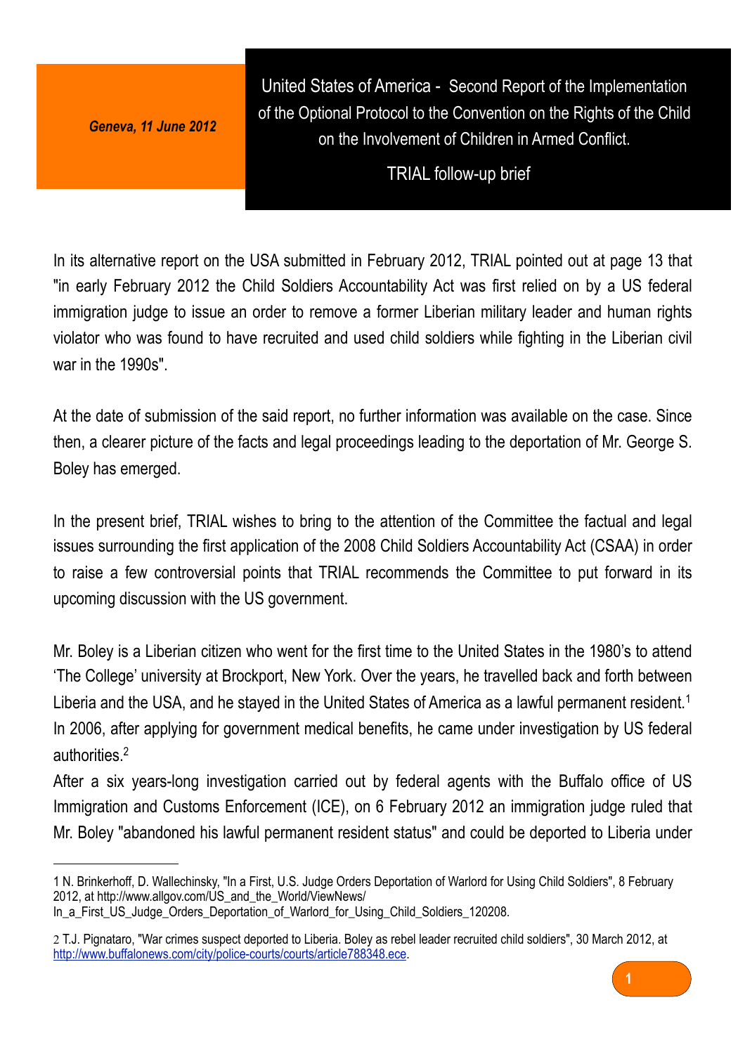*Geneva, 11 June 2012*

# United States of America - Second Report of the Implementation of the Optional Protocol to the Convention on the Rights of the Child on the Involvement of Children in Armed Conflict.

## TRIAL follow-up brief

In its alternative report on the USA submitted in February 2012, TRIAL pointed out at page 13 that "in early February 2012 the Child Soldiers Accountability Act was first relied on by a US federal immigration judge to issue an order to remove a former Liberian military leader and human rights violator who was found to have recruited and used child soldiers while fighting in the Liberian civil war in the 1990s".

At the date of submission of the said report, no further information was available on the case. Since then, a clearer picture of the facts and legal proceedings leading to the deportation of Mr. George S. Boley has emerged.

In the present brief, TRIAL wishes to bring to the attention of the Committee the factual and legal issues surrounding the first application of the 2008 Child Soldiers Accountability Act (CSAA) in order to raise a few controversial points that TRIAL recommends the Committee to put forward in its upcoming discussion with the US government.

Mr. Boley is a Liberian citizen who went for the first time to the United States in the 1980's to attend 'The College' university at Brockport, New York. Over the years, he travelled back and forth between Liberia and the USA, and he stayed in the United States of America as a lawful permanent resident.[1] In 2006, after applying for government medical benefits, he came under investigation by US federal authorities.[2]
After a six years-long investigation carried out by federal agents with the Buffalo office of US Immigration and Customs Enforcement (ICE), on 6 February 2012 an immigration judge ruled that Mr. Boley "abandoned his lawful permanent resident status" and could be deported to Liberia under

---

1 N. Brinkerhoff, D. Wallechinsky, "In a First, U.S. Judge Orders Deportation of Warlord for Using Child Soldiers", 8 February 2012, at http://www.allgov.com/US_and_the_World/ViewNews/In_a_First_US_Judge_Orders_Deportation_of_Warlord_for_Using_Child_Soldiers_120208.

2 T.J. Pignataro, "War crimes suspect deported to Liberia. Boley as rebel leader recruited child soldiers", 30 March 2012, at http://www.buffalonews.com/city/police-courts/courts/article788348.ece.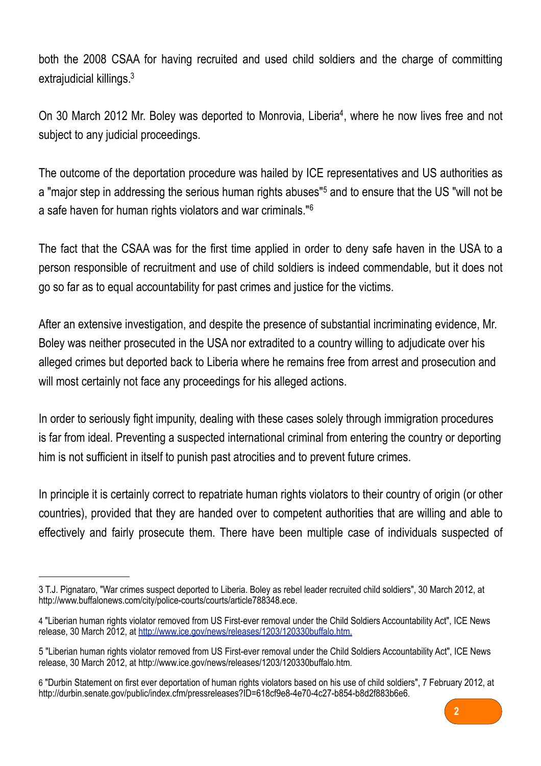both the 2008 CSAA for having recruited and used child soldiers and the charge of committing extrajudicial killings.[3]

On 30 March 2012 Mr. Boley was deported to Monrovia, Liberia[4], where he now lives free and not subject to any judicial proceedings.

The outcome of the deportation procedure was hailed by ICE representatives and US authorities as a "major step in addressing the serious human rights abuses"[5] and to ensure that the US "will not be a safe haven for human rights violators and war criminals."[6]

The fact that the CSAA was for the first time applied in order to deny safe haven in the USA to a person responsible of recruitment and use of child soldiers is indeed commendable, but it does not go so far as to equal accountability for past crimes and justice for the victims.

After an extensive investigation, and despite the presence of substantial incriminating evidence, Mr. Boley was neither prosecuted in the USA nor extradited to a country willing to adjudicate over his alleged crimes but deported back to Liberia where he remains free from arrest and prosecution and will most certainly not face any proceedings for his alleged actions.

In order to seriously fight impunity, dealing with these cases solely through immigration procedures is far from ideal. Preventing a suspected international criminal from entering the country or deporting him is not sufficient in itself to punish past atrocities and to prevent future crimes.

In principle it is certainly correct to repatriate human rights violators to their country of origin (or other countries), provided that they are handed over to competent authorities that are willing and able to effectively and fairly prosecute them. There have been multiple case of individuals suspected of

---

3 T.J. Pignataro, "War crimes suspect deported to Liberia. Boley as rebel leader recruited child soldiers", 30 March 2012, at http://www.buffalonews.com/city/police-courts/courts/article788348.ece.

4 "Liberian human rights violator removed from US First-ever removal under the Child Soldiers Accountability Act", ICE News release, 30 March 2012, at http://www.ice.gov/news/releases/1203/120330buffalo.htm.

5 "Liberian human rights violator removed from US First-ever removal under the Child Soldiers Accountability Act", ICE News release, 30 March 2012, at http://www.ice.gov/news/releases/1203/120330buffalo.htm.

6 "Durbin Statement on first ever deportation of human rights violators based on his use of child soldiers", 7 February 2012, at http://durbin.senate.gov/public/index.cfm/pressreleases?ID=618cf9e8-4e70-4c27-b854-b8d2f883b6e6.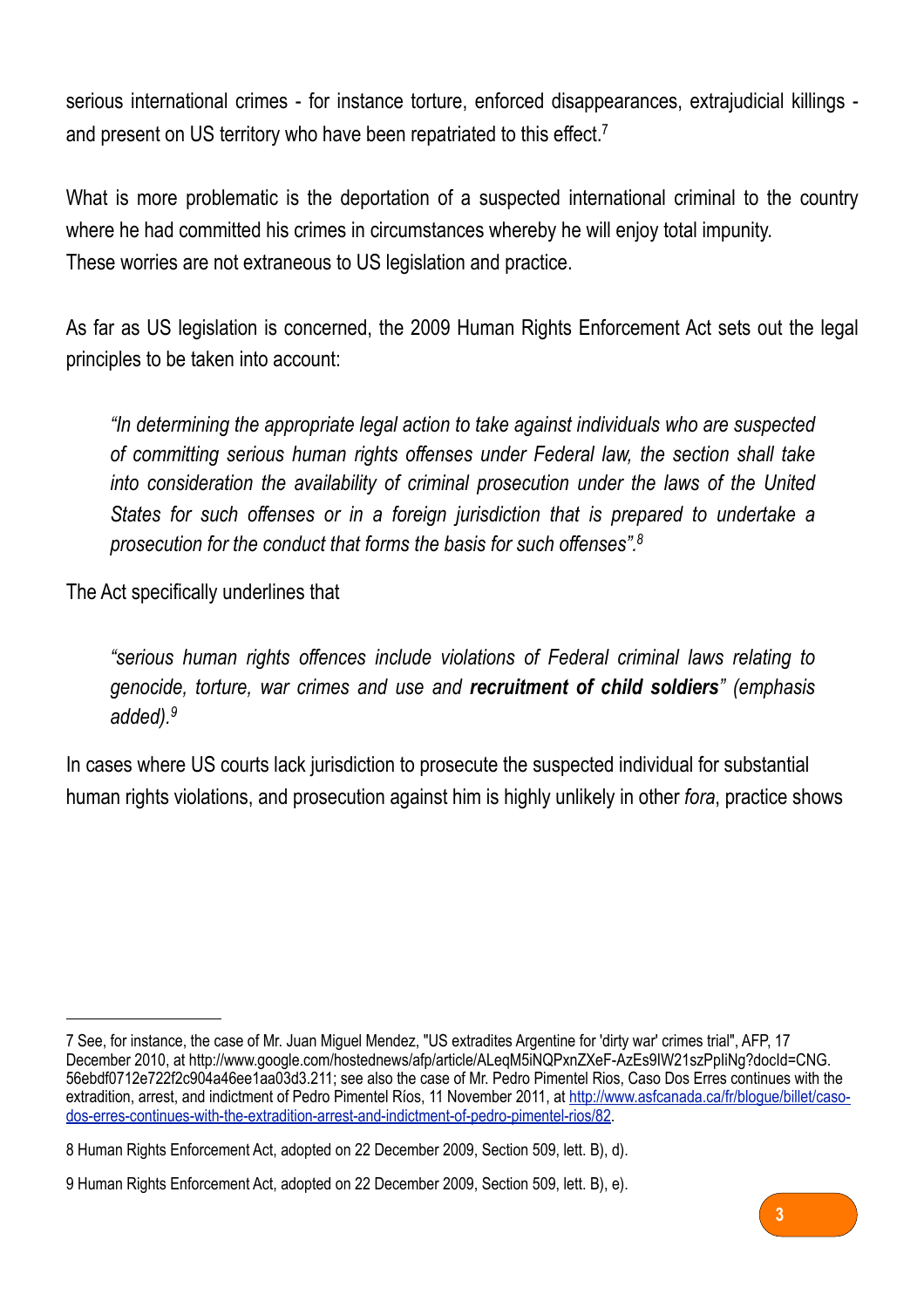serious international crimes - for instance torture, enforced disappearances, extrajudicial killings - and present on US territory who have been repatriated to this effect.[7]

What is more problematic is the deportation of a suspected international criminal to the country where he had committed his crimes in circumstances whereby he will enjoy total impunity.
These worries are not extraneous to US legislation and practice.

As far as US legislation is concerned, the 2009 Human Rights Enforcement Act sets out the legal principles to be taken into account:

> *"In determining the appropriate legal action to take against individuals who are suspected of committing serious human rights offenses under Federal law, the section shall take into consideration the availability of criminal prosecution under the laws of the United States for such offenses or in a foreign jurisdiction that is prepared to undertake a prosecution for the conduct that forms the basis for such offenses".*[8]

The Act specifically underlines that

> *"serious human rights offences include violations of Federal criminal laws relating to genocide, torture, war crimes and use and **recruitment of child soldiers**" (emphasis added).*[9]

In cases where US courts lack jurisdiction to prosecute the suspected individual for substantial human rights violations, and prosecution against him is highly unlikely in other *fora*, practice shows

---

7 See, for instance, the case of Mr. Juan Miguel Mendez, "US extradites Argentine for 'dirty war' crimes trial", AFP, 17 December 2010, at http://www.google.com/hostednews/afp/article/ALeqM5iNQPxnZXeF-AzEs9lW21szPpliNg?docId=CNG.56ebdf0712e722f2c904a46ee1aa03d3.211; see also the case of Mr. Pedro Pimentel Rios, Caso Dos Erres continues with the extradition, arrest, and indictment of Pedro Pimentel Ríos, 11 November 2011, at [http://www.asfcanada.ca/fr/blogue/billet/caso-dos-erres-continues-with-the-extradition-arrest-and-indictment-of-pedro-pimentel-rios/82](http://www.asfcanada.ca/fr/blogue/billet/caso-dos-erres-continues-with-the-extradition-arrest-and-indictment-of-pedro-pimentel-rios/82).

8 Human Rights Enforcement Act, adopted on 22 December 2009, Section 509, lett. B), d).

9 Human Rights Enforcement Act, adopted on 22 December 2009, Section 509, lett. B), e).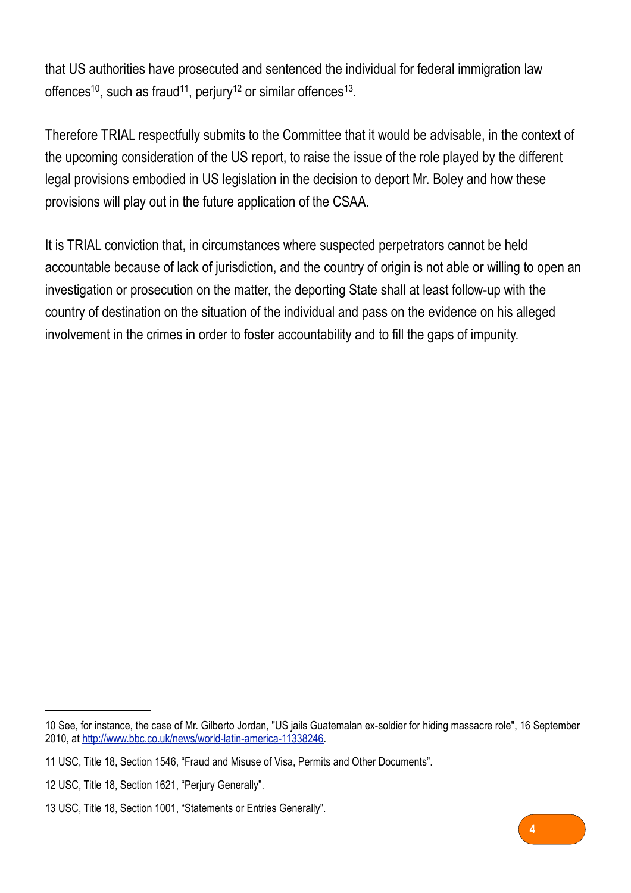that US authorities have prosecuted and sentenced the individual for federal immigration law offences[10], such as fraud[11], perjury[12] or similar offences[13].

Therefore TRIAL respectfully submits to the Committee that it would be advisable, in the context of the upcoming consideration of the US report, to raise the issue of the role played by the different legal provisions embodied in US legislation in the decision to deport Mr. Boley and how these provisions will play out in the future application of the CSAA.

It is TRIAL conviction that, in circumstances where suspected perpetrators cannot be held accountable because of lack of jurisdiction, and the country of origin is not able or willing to open an investigation or prosecution on the matter, the deporting State shall at least follow-up with the country of destination on the situation of the individual and pass on the evidence on his alleged involvement in the crimes in order to foster accountability and to fill the gaps of impunity.

---

10 See, for instance, the case of Mr. Gilberto Jordan, "US jails Guatemalan ex-soldier for hiding massacre role", 16 September 2010, at [http://www.bbc.co.uk/news/world-latin-america-11338246](http://www.bbc.co.uk/news/world-latin-america-11338246).

11 USC, Title 18, Section 1546, "Fraud and Misuse of Visa, Permits and Other Documents".

12 USC, Title 18, Section 1621, "Perjury Generally".

13 USC, Title 18, Section 1001, "Statements or Entries Generally".